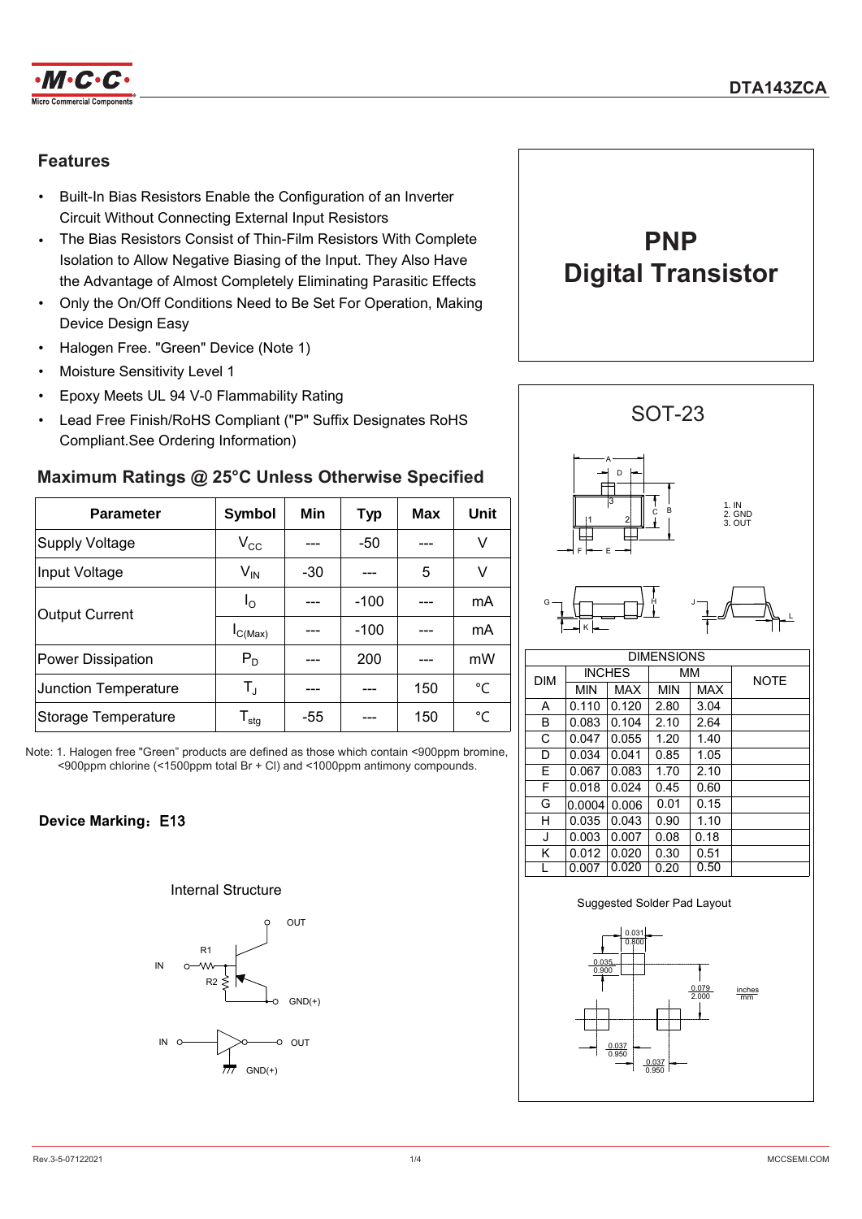# DTA143ZCA

## PNP Digital Transistor

## Features

- Built-In Bias Resistors Enable the Configuration of an Inverter Circuit Without Connecting External Input Resistors
- The Bias Resistors Consist of Thin-Film Resistors With Complete Isolation to Allow Negative Biasing of the Input. They Also Have the Advantage of Almost Completely Eliminating Parasitic Effects
- Only the On/Off Conditions Need to Be Set For Operation, Making Device Design Easy
- Halogen Free. "Green" Device (Note 1)
- Moisture Sensitivity Level 1
- Epoxy Meets UL 94 V-0 Flammability Rating
- Lead Free Finish/RoHS Compliant ("P" Suffix Designates RoHS Compliant.See Ordering Information)

## Maximum Ratings @ 25°C Unless Otherwise Specified

| Parameter | Symbol | Min | Typ | Max | Unit |
|---|---|---|---|---|---|
| Supply Voltage | $V_{CC}$ | --- | -50 | --- | V |
| Input Voltage | $V_{IN}$ | -30 | --- | 5 | V |
| Output Current | $I_O$ | --- | -100 | --- | mA |
| | $I_{C(Max)}$ | --- | -100 | --- | mA |
| Power Dissipation | $P_D$ | --- | 200 | --- | mW |
| Junction Temperature | $T_J$ | --- | --- | 150 | ℃ |
| Storage Temperature | $T_{stg}$ | -55 | --- | 150 | ℃ |

Note: 1. Halogen free "Green" products are defined as those which contain <900ppm bromine, <900ppm chlorine (<1500ppm total Br + Cl) and <1000ppm antimony compounds.

**Device Marking：E13**

### Internal Structure

OUT, IN, R1, R2, GND(+)

IN, OUT, GND(+)

## SOT-23

1. IN
2. GND
3. OUT

| DIM | INCHES | | MM | | NOTE |
|---|---|---|---|---|---|
| | MIN | MAX | MIN | MAX | |
| A | 0.110 | 0.120 | 2.80 | 3.04 | |
| B | 0.083 | 0.104 | 2.10 | 2.64 | |
| C | 0.047 | 0.055 | 1.20 | 1.40 | |
| D | 0.034 | 0.041 | 0.85 | 1.05 | |
| E | 0.067 | 0.083 | 1.70 | 2.10 | |
| F | 0.018 | 0.024 | 0.45 | 0.60 | |
| G | 0.0004 | 0.006 | 0.01 | 0.15 | |
| H | 0.035 | 0.043 | 0.90 | 1.10 | |
| J | 0.003 | 0.007 | 0.08 | 0.18 | |
| K | 0.012 | 0.020 | 0.30 | 0.51 | |
| L | 0.007 | 0.020 | 0.20 | 0.50 | |

### Suggested Solder Pad Layout

0.031 / 0.800; 0.035 / 0.900; 0.079 / 2.000; 0.037 / 0.950; 0.037 / 0.950 (inches / mm)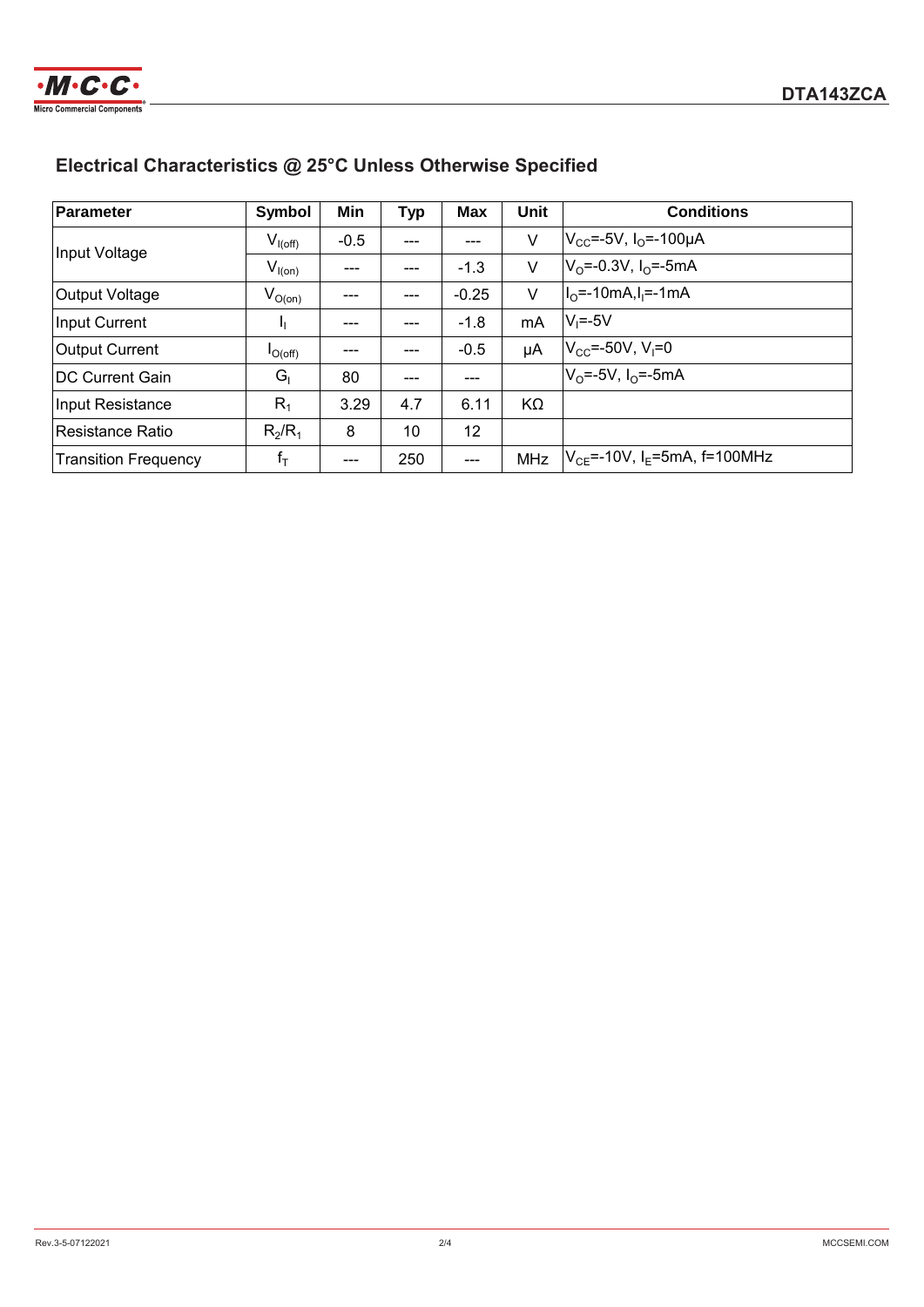## Electrical Characteristics @ 25°C Unless Otherwise Specified

| Parameter | Symbol | Min | Typ | Max | Unit | Conditions |
| --- | --- | --- | --- | --- | --- | --- |
| Input Voltage | $V_{I(off)}$ | -0.5 | --- | --- | V | $V_{CC}$=-5V, $I_O$=-100μA |
| | $V_{I(on)}$ | --- | --- | -1.3 | V | $V_O$=-0.3V, $I_O$=-5mA |
| Output Voltage | $V_{O(on)}$ | --- | --- | -0.25 | V | $I_O$=-10mA,$I_I$=-1mA |
| Input Current | $I_I$ | --- | --- | -1.8 | mA | $V_I$=-5V |
| Output Current | $I_{O(off)}$ | --- | --- | -0.5 | μA | $V_{CC}$=-50V, $V_I$=0 |
| DC Current Gain | $G_I$ | 80 | --- | --- | | $V_O$=-5V, $I_O$=-5mA |
| Input Resistance | $R_1$ | 3.29 | 4.7 | 6.11 | KΩ | |
| Resistance Ratio | $R_2/R_1$ | 8 | 10 | 12 | | |
| Transition Frequency | $f_T$ | --- | 250 | --- | MHz | $V_{CE}$=-10V, $I_E$=5mA, f=100MHz |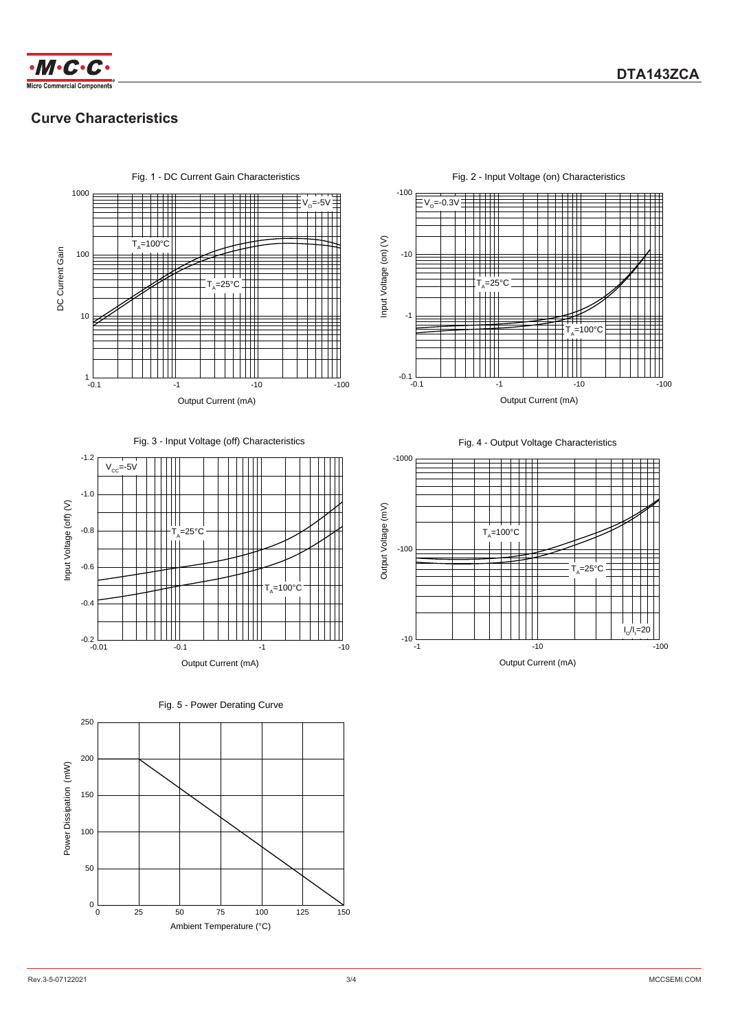## Curve Characteristics

Fig. 1 - DC Current Gain Characteristics

Fig. 2 - Input Voltage (on) Characteristics

Fig. 3 - Input Voltage (off) Characteristics

Fig. 4 - Output Voltage Characteristics

Fig. 5 - Power Derating Curve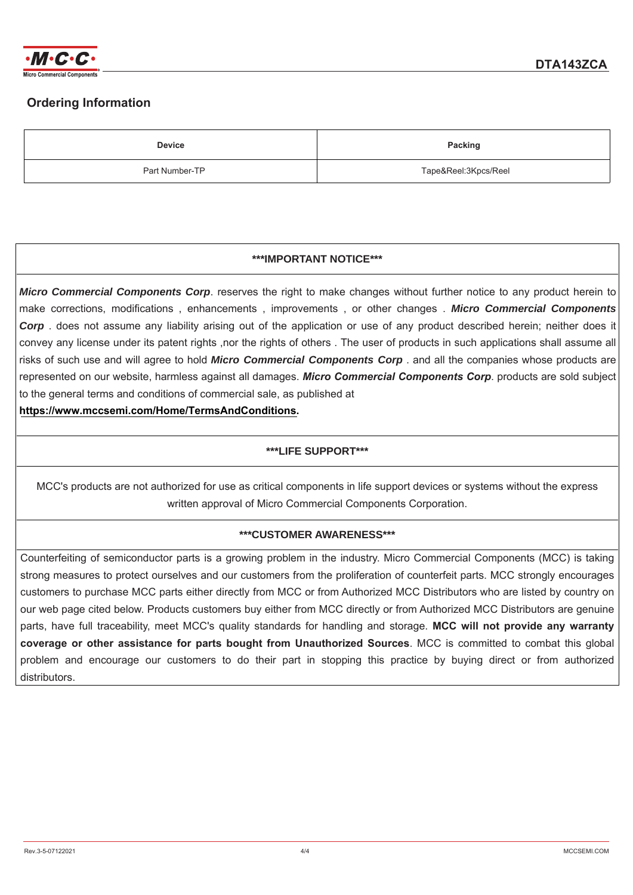## Ordering Information

| Device | Packing |
| --- | --- |
| Part Number-TP | Tape&Reel:3Kpcs/Reel |

### ***IMPORTANT NOTICE***

***Micro Commercial Components Corp***. reserves the right to make changes without further notice to any product herein to make corrections, modifications , enhancements , improvements , or other changes . ***Micro Commercial Components Corp*** . does not assume any liability arising out of the application or use of any product described herein; neither does it convey any license under its patent rights ,nor the rights of others . The user of products in such applications shall assume all risks of such use and will agree to hold ***Micro Commercial Components Corp*** . and all the companies whose products are represented on our website, harmless against all damages. ***Micro Commercial Components Corp***. products are sold subject to the general terms and conditions of commercial sale, as published at
**https://www.mccsemi.com/Home/TermsAndConditions.**

### ***LIFE SUPPORT***

MCC's products are not authorized for use as critical components in life support devices or systems without the express written approval of Micro Commercial Components Corporation.

### ***CUSTOMER AWARENESS***

Counterfeiting of semiconductor parts is a growing problem in the industry. Micro Commercial Components (MCC) is taking strong measures to protect ourselves and our customers from the proliferation of counterfeit parts. MCC strongly encourages customers to purchase MCC parts either directly from MCC or from Authorized MCC Distributors who are listed by country on our web page cited below. Products customers buy either from MCC directly or from Authorized MCC Distributors are genuine parts, have full traceability, meet MCC's quality standards for handling and storage. **MCC will not provide any warranty coverage or other assistance for parts bought from Unauthorized Sources**. MCC is committed to combat this global problem and encourage our customers to do their part in stopping this practice by buying direct or from authorized distributors.